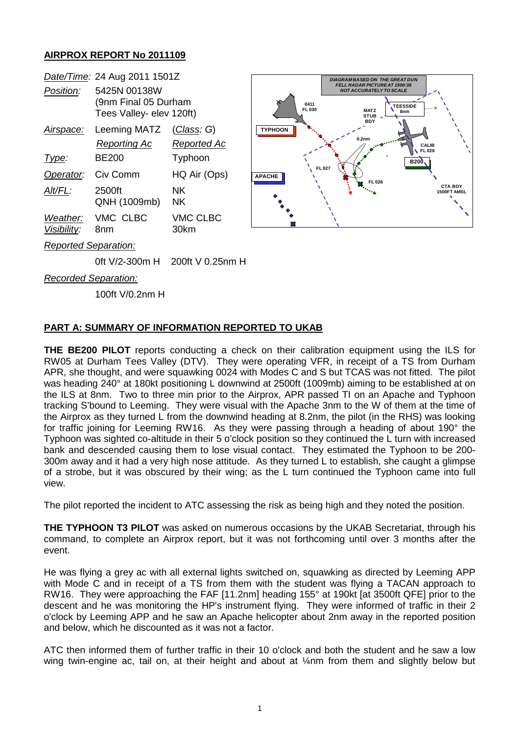**AIRPROX REPORT No 2011109**

| | | |
|---|---|---|
| *Date/Time:* | 24 Aug 2011 1501Z | |
| *Position:* | 5425N 00138W (9nm Final 05 Durham Tees Valley- elev 120ft) | |
| *Airspace:* | Leeming MATZ | (*Class: G*) |
| | *Reporting Ac* | *Reported Ac* |
| *Type:* | BE200 | Typhoon |
| *Operator:* | Civ Comm | HQ Air (Ops) |
| *Alt/FL:* | 2500ft QNH (1009mb) | NK NK |
| *Weather:* | VMC CLBC | VMC CLBC |
| *Visibility:* | 8nm | 30km |
| *Reported Separation:* | | |
| | 0ft V/2-300m H | 200ft V 0.25nm H |
| *Recorded Separation:* | | |
| | 100ft V/0.2nm H | |

DIAGRAM BASED ON THE GREAT DUN FELL RADAR PICTURE AT 1500:38 NOT ACCURATELY TO SCALE

**PART A: SUMMARY OF INFORMATION REPORTED TO UKAB**

**THE BE200 PILOT** reports conducting a check on their calibration equipment using the ILS for RW05 at Durham Tees Valley (DTV). They were operating VFR, in receipt of a TS from Durham APR, she thought, and were squawking 0024 with Modes C and S but TCAS was not fitted. The pilot was heading 240° at 180kt positioning L downwind at 2500ft (1009mb) aiming to be established at on the ILS at 8nm. Two to three min prior to the Airprox, APR passed TI on an Apache and Typhoon tracking S'bound to Leeming. They were visual with the Apache 3nm to the W of them at the time of the Airprox as they turned L from the downwind heading at 8.2nm, the pilot (in the RHS) was looking for traffic joining for Leeming RW16. As they were passing through a heading of about 190° the Typhoon was sighted co-altitude in their 5 o'clock position so they continued the L turn with increased bank and descended causing them to lose visual contact. They estimated the Typhoon to be 200-300m away and it had a very high nose attitude. As they turned L to establish, she caught a glimpse of a strobe, but it was obscured by their wing; as the L turn continued the Typhoon came into full view.

The pilot reported the incident to ATC assessing the risk as being high and they noted the position.

**THE TYPHOON T3 PILOT** was asked on numerous occasions by the UKAB Secretariat, through his command, to complete an Airprox report, but it was not forthcoming until over 3 months after the event.

He was flying a grey ac with all external lights switched on, squawking as directed by Leeming APP with Mode C and in receipt of a TS from them with the student was flying a TACAN approach to RW16. They were approaching the FAF [11.2nm] heading 155° at 190kt [at 3500ft QFE] prior to the descent and he was monitoring the HP's instrument flying. They were informed of traffic in their 2 o'clock by Leeming APP and he saw an Apache helicopter about 2nm away in the reported position and below, which he discounted as it was not a factor.

ATC then informed them of further traffic in their 10 o'clock and both the student and he saw a low wing twin-engine ac, tail on, at their height and about at ¼nm from them and slightly below but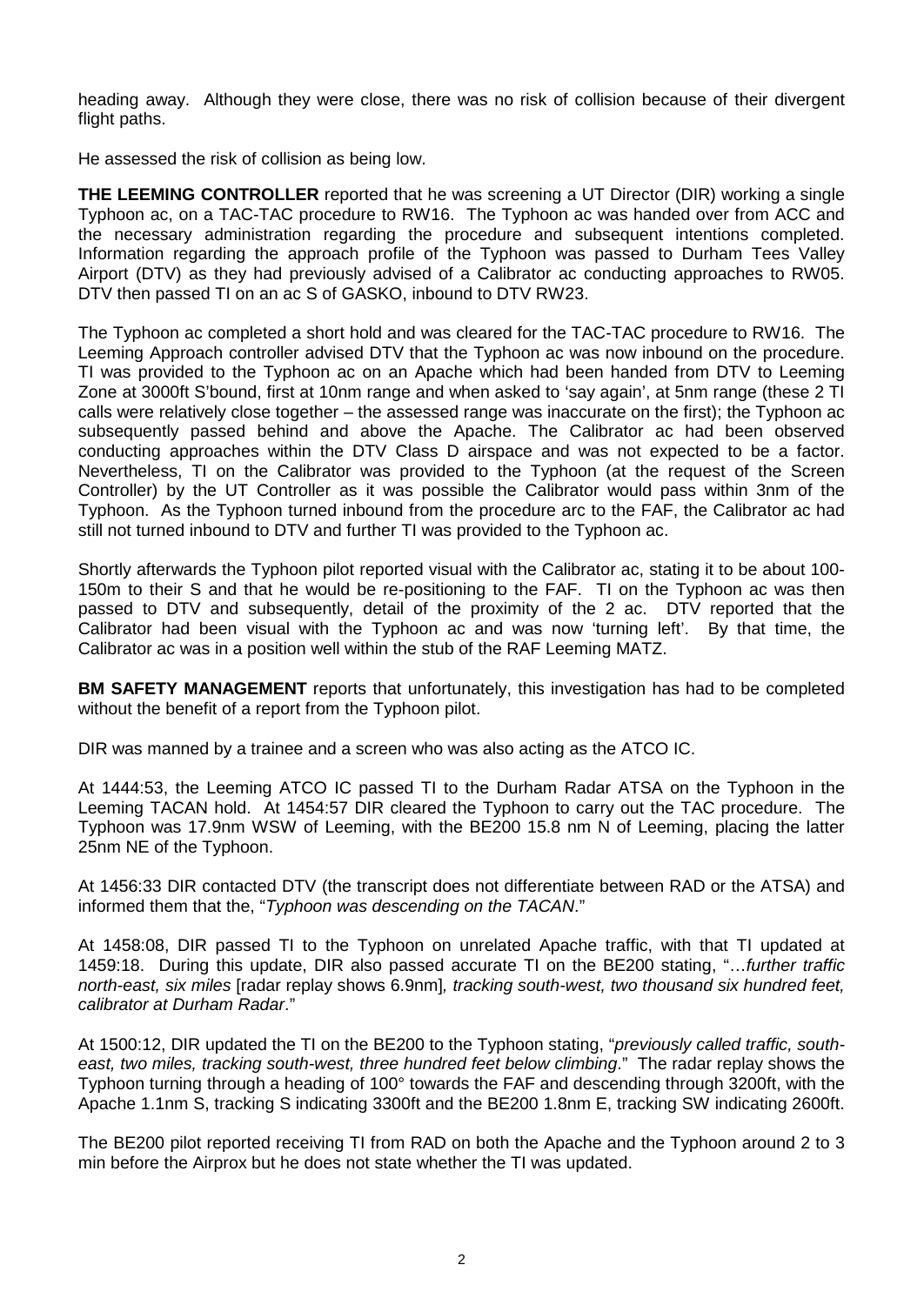heading away. Although they were close, there was no risk of collision because of their divergent flight paths.

He assessed the risk of collision as being low.

**THE LEEMING CONTROLLER** reported that he was screening a UT Director (DIR) working a single Typhoon ac, on a TAC-TAC procedure to RW16. The Typhoon ac was handed over from ACC and the necessary administration regarding the procedure and subsequent intentions completed. Information regarding the approach profile of the Typhoon was passed to Durham Tees Valley Airport (DTV) as they had previously advised of a Calibrator ac conducting approaches to RW05. DTV then passed TI on an ac S of GASKO, inbound to DTV RW23.

The Typhoon ac completed a short hold and was cleared for the TAC-TAC procedure to RW16. The Leeming Approach controller advised DTV that the Typhoon ac was now inbound on the procedure. TI was provided to the Typhoon ac on an Apache which had been handed from DTV to Leeming Zone at 3000ft S'bound, first at 10nm range and when asked to 'say again', at 5nm range (these 2 TI calls were relatively close together – the assessed range was inaccurate on the first); the Typhoon ac subsequently passed behind and above the Apache. The Calibrator ac had been observed conducting approaches within the DTV Class D airspace and was not expected to be a factor. Nevertheless, TI on the Calibrator was provided to the Typhoon (at the request of the Screen Controller) by the UT Controller as it was possible the Calibrator would pass within 3nm of the Typhoon. As the Typhoon turned inbound from the procedure arc to the FAF, the Calibrator ac had still not turned inbound to DTV and further TI was provided to the Typhoon ac.

Shortly afterwards the Typhoon pilot reported visual with the Calibrator ac, stating it to be about 100-150m to their S and that he would be re-positioning to the FAF. TI on the Typhoon ac was then passed to DTV and subsequently, detail of the proximity of the 2 ac. DTV reported that the Calibrator had been visual with the Typhoon ac and was now 'turning left'. By that time, the Calibrator ac was in a position well within the stub of the RAF Leeming MATZ.

**BM SAFETY MANAGEMENT** reports that unfortunately, this investigation has had to be completed without the benefit of a report from the Typhoon pilot.

DIR was manned by a trainee and a screen who was also acting as the ATCO IC.

At 1444:53, the Leeming ATCO IC passed TI to the Durham Radar ATSA on the Typhoon in the Leeming TACAN hold. At 1454:57 DIR cleared the Typhoon to carry out the TAC procedure. The Typhoon was 17.9nm WSW of Leeming, with the BE200 15.8 nm N of Leeming, placing the latter 25nm NE of the Typhoon.

At 1456:33 DIR contacted DTV (the transcript does not differentiate between RAD or the ATSA) and informed them that the, "*Typhoon was descending on the TACAN*."

At 1458:08, DIR passed TI to the Typhoon on unrelated Apache traffic, with that TI updated at 1459:18. During this update, DIR also passed accurate TI on the BE200 stating, "…*further traffic north-east, six miles* [radar replay shows 6.9nm]*, tracking south-west, two thousand six hundred feet, calibrator at Durham Radar*."

At 1500:12, DIR updated the TI on the BE200 to the Typhoon stating, "*previously called traffic, south-east, two miles, tracking south-west, three hundred feet below climbing*." The radar replay shows the Typhoon turning through a heading of 100° towards the FAF and descending through 3200ft, with the Apache 1.1nm S, tracking S indicating 3300ft and the BE200 1.8nm E, tracking SW indicating 2600ft.

The BE200 pilot reported receiving TI from RAD on both the Apache and the Typhoon around 2 to 3 min before the Airprox but he does not state whether the TI was updated.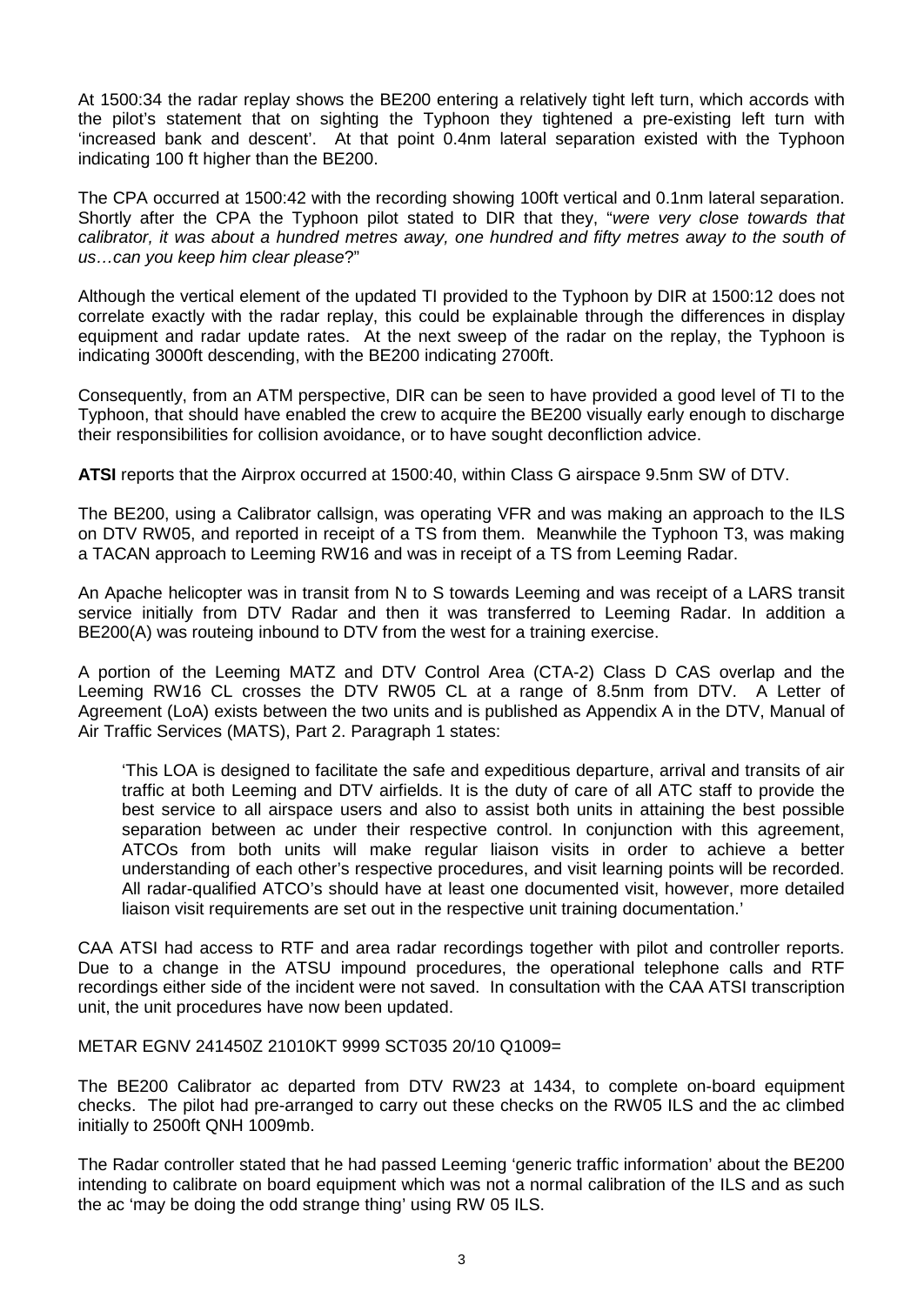At 1500:34 the radar replay shows the BE200 entering a relatively tight left turn, which accords with the pilot's statement that on sighting the Typhoon they tightened a pre-existing left turn with 'increased bank and descent'. At that point 0.4nm lateral separation existed with the Typhoon indicating 100 ft higher than the BE200.

The CPA occurred at 1500:42 with the recording showing 100ft vertical and 0.1nm lateral separation. Shortly after the CPA the Typhoon pilot stated to DIR that they, "*were very close towards that calibrator, it was about a hundred metres away, one hundred and fifty metres away to the south of us…can you keep him clear please*?"

Although the vertical element of the updated TI provided to the Typhoon by DIR at 1500:12 does not correlate exactly with the radar replay, this could be explainable through the differences in display equipment and radar update rates. At the next sweep of the radar on the replay, the Typhoon is indicating 3000ft descending, with the BE200 indicating 2700ft.

Consequently, from an ATM perspective, DIR can be seen to have provided a good level of TI to the Typhoon, that should have enabled the crew to acquire the BE200 visually early enough to discharge their responsibilities for collision avoidance, or to have sought deconfliction advice.

**ATSI** reports that the Airprox occurred at 1500:40, within Class G airspace 9.5nm SW of DTV.

The BE200, using a Calibrator callsign, was operating VFR and was making an approach to the ILS on DTV RW05, and reported in receipt of a TS from them. Meanwhile the Typhoon T3, was making a TACAN approach to Leeming RW16 and was in receipt of a TS from Leeming Radar.

An Apache helicopter was in transit from N to S towards Leeming and was receipt of a LARS transit service initially from DTV Radar and then it was transferred to Leeming Radar. In addition a BE200(A) was routeing inbound to DTV from the west for a training exercise.

A portion of the Leeming MATZ and DTV Control Area (CTA-2) Class D CAS overlap and the Leeming RW16 CL crosses the DTV RW05 CL at a range of 8.5nm from DTV. A Letter of Agreement (LoA) exists between the two units and is published as Appendix A in the DTV, Manual of Air Traffic Services (MATS), Part 2. Paragraph 1 states:

> 'This LOA is designed to facilitate the safe and expeditious departure, arrival and transits of air traffic at both Leeming and DTV airfields. It is the duty of care of all ATC staff to provide the best service to all airspace users and also to assist both units in attaining the best possible separation between ac under their respective control. In conjunction with this agreement, ATCOs from both units will make regular liaison visits in order to achieve a better understanding of each other's respective procedures, and visit learning points will be recorded. All radar-qualified ATCO's should have at least one documented visit, however, more detailed liaison visit requirements are set out in the respective unit training documentation.'

CAA ATSI had access to RTF and area radar recordings together with pilot and controller reports. Due to a change in the ATSU impound procedures, the operational telephone calls and RTF recordings either side of the incident were not saved. In consultation with the CAA ATSI transcription unit, the unit procedures have now been updated.

METAR EGNV 241450Z 21010KT 9999 SCT035 20/10 Q1009=

The BE200 Calibrator ac departed from DTV RW23 at 1434, to complete on-board equipment checks. The pilot had pre-arranged to carry out these checks on the RW05 ILS and the ac climbed initially to 2500ft QNH 1009mb.

The Radar controller stated that he had passed Leeming 'generic traffic information' about the BE200 intending to calibrate on board equipment which was not a normal calibration of the ILS and as such the ac 'may be doing the odd strange thing' using RW 05 ILS.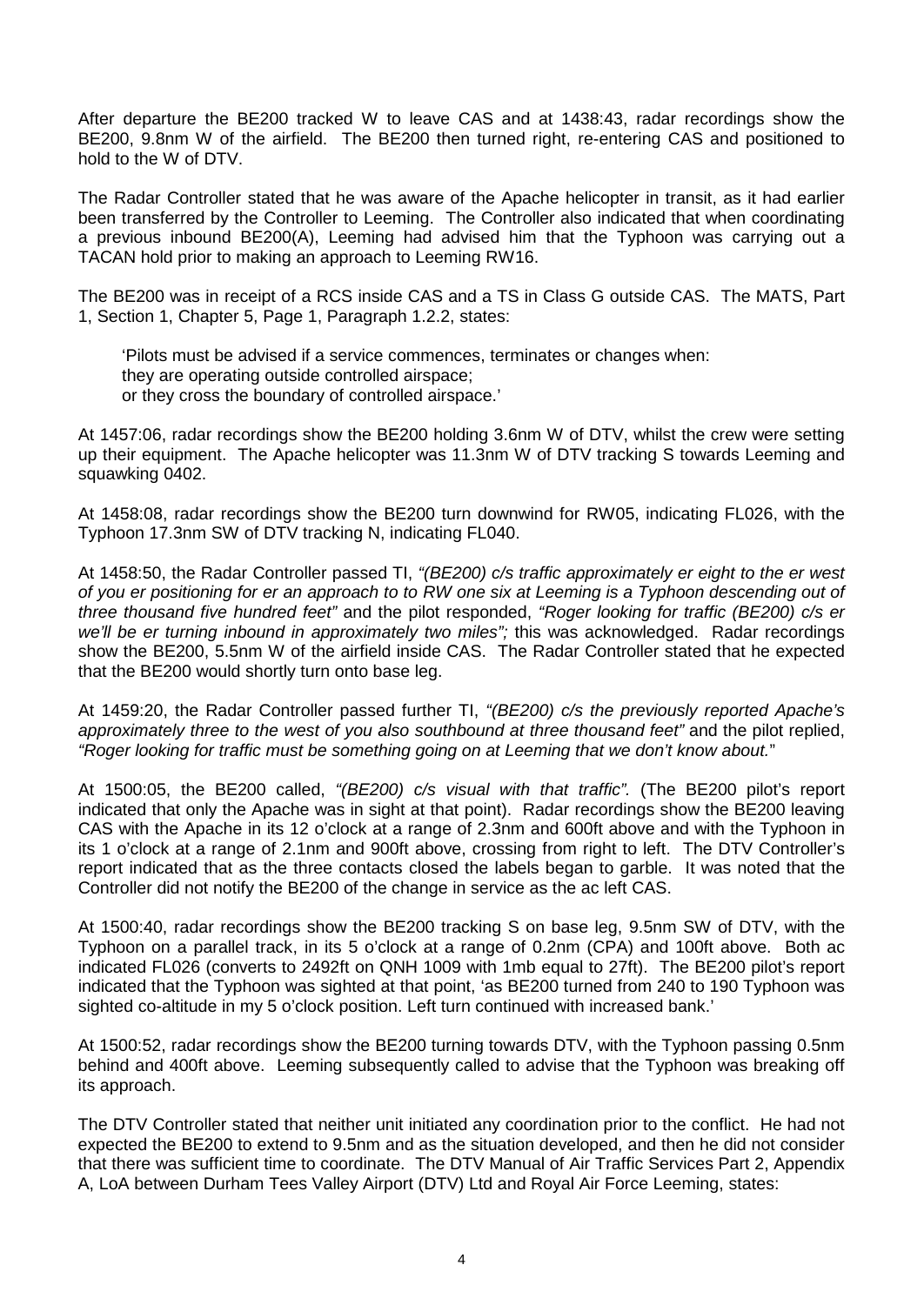After departure the BE200 tracked W to leave CAS and at 1438:43, radar recordings show the BE200, 9.8nm W of the airfield. The BE200 then turned right, re-entering CAS and positioned to hold to the W of DTV.

The Radar Controller stated that he was aware of the Apache helicopter in transit, as it had earlier been transferred by the Controller to Leeming. The Controller also indicated that when coordinating a previous inbound BE200(A), Leeming had advised him that the Typhoon was carrying out a TACAN hold prior to making an approach to Leeming RW16.

The BE200 was in receipt of a RCS inside CAS and a TS in Class G outside CAS. The MATS, Part 1, Section 1, Chapter 5, Page 1, Paragraph 1.2.2, states:

> 'Pilots must be advised if a service commences, terminates or changes when:
> they are operating outside controlled airspace;
> or they cross the boundary of controlled airspace.'

At 1457:06, radar recordings show the BE200 holding 3.6nm W of DTV, whilst the crew were setting up their equipment. The Apache helicopter was 11.3nm W of DTV tracking S towards Leeming and squawking 0402.

At 1458:08, radar recordings show the BE200 turn downwind for RW05, indicating FL026, with the Typhoon 17.3nm SW of DTV tracking N, indicating FL040.

At 1458:50, the Radar Controller passed TI, *"(BE200) c/s traffic approximately er eight to the er west of you er positioning for er an approach to to RW one six at Leeming is a Typhoon descending out of three thousand five hundred feet"* and the pilot responded, *"Roger looking for traffic (BE200) c/s er we'll be er turning inbound in approximately two miles";* this was acknowledged. Radar recordings show the BE200, 5.5nm W of the airfield inside CAS. The Radar Controller stated that he expected that the BE200 would shortly turn onto base leg.

At 1459:20, the Radar Controller passed further TI, *"(BE200) c/s the previously reported Apache's approximately three to the west of you also southbound at three thousand feet"* and the pilot replied, *"Roger looking for traffic must be something going on at Leeming that we don't know about."*

At 1500:05, the BE200 called, *"(BE200) c/s visual with that traffic".* (The BE200 pilot's report indicated that only the Apache was in sight at that point). Radar recordings show the BE200 leaving CAS with the Apache in its 12 o'clock at a range of 2.3nm and 600ft above and with the Typhoon in its 1 o'clock at a range of 2.1nm and 900ft above, crossing from right to left. The DTV Controller's report indicated that as the three contacts closed the labels began to garble. It was noted that the Controller did not notify the BE200 of the change in service as the ac left CAS.

At 1500:40, radar recordings show the BE200 tracking S on base leg, 9.5nm SW of DTV, with the Typhoon on a parallel track, in its 5 o'clock at a range of 0.2nm (CPA) and 100ft above. Both ac indicated FL026 (converts to 2492ft on QNH 1009 with 1mb equal to 27ft). The BE200 pilot's report indicated that the Typhoon was sighted at that point, 'as BE200 turned from 240 to 190 Typhoon was sighted co-altitude in my 5 o'clock position. Left turn continued with increased bank.'

At 1500:52, radar recordings show the BE200 turning towards DTV, with the Typhoon passing 0.5nm behind and 400ft above. Leeming subsequently called to advise that the Typhoon was breaking off its approach.

The DTV Controller stated that neither unit initiated any coordination prior to the conflict. He had not expected the BE200 to extend to 9.5nm and as the situation developed, and then he did not consider that there was sufficient time to coordinate. The DTV Manual of Air Traffic Services Part 2, Appendix A, LoA between Durham Tees Valley Airport (DTV) Ltd and Royal Air Force Leeming, states: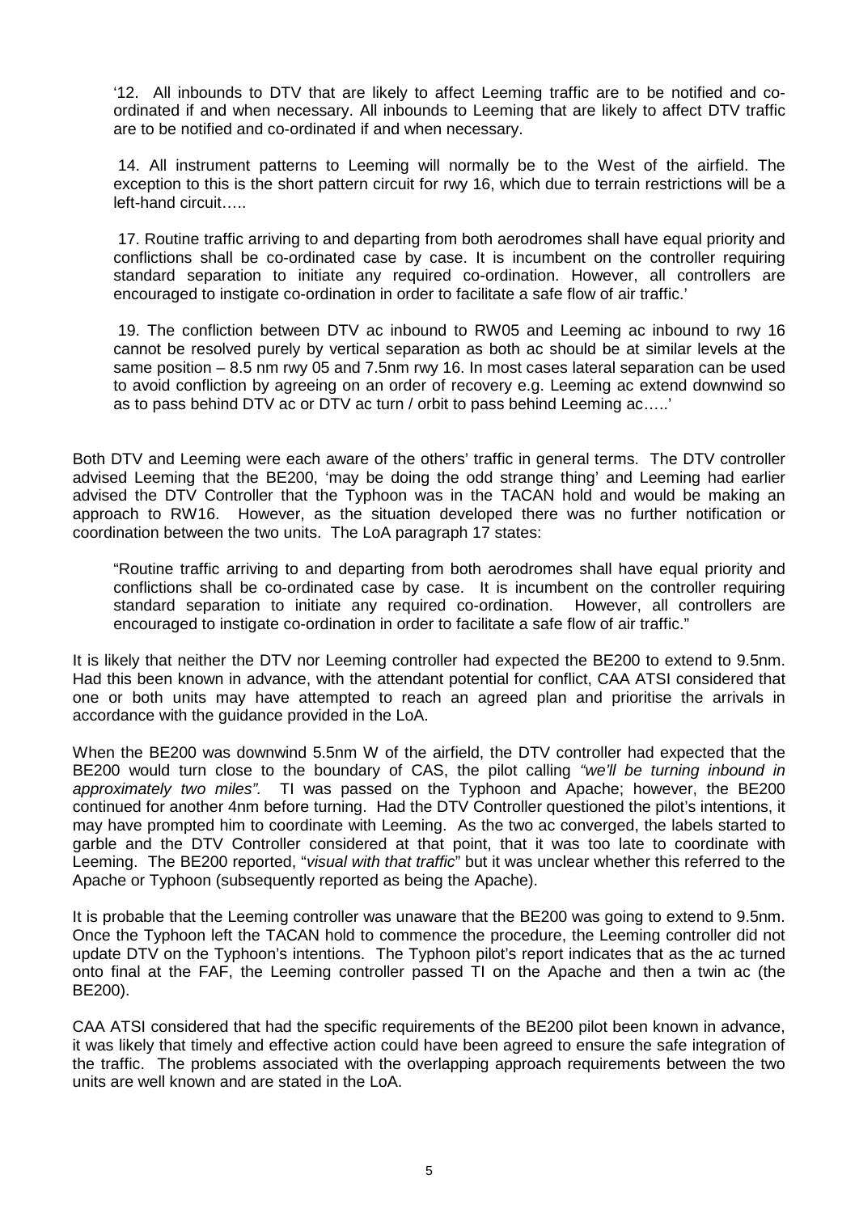'12. All inbounds to DTV that are likely to affect Leeming traffic are to be notified and co-ordinated if and when necessary. All inbounds to Leeming that are likely to affect DTV traffic are to be notified and co-ordinated if and when necessary.

14. All instrument patterns to Leeming will normally be to the West of the airfield. The exception to this is the short pattern circuit for rwy 16, which due to terrain restrictions will be a left-hand circuit…..

17. Routine traffic arriving to and departing from both aerodromes shall have equal priority and conflictions shall be co-ordinated case by case. It is incumbent on the controller requiring standard separation to initiate any required co-ordination. However, all controllers are encouraged to instigate co-ordination in order to facilitate a safe flow of air traffic.'

19. The confliction between DTV ac inbound to RW05 and Leeming ac inbound to rwy 16 cannot be resolved purely by vertical separation as both ac should be at similar levels at the same position – 8.5 nm rwy 05 and 7.5nm rwy 16. In most cases lateral separation can be used to avoid confliction by agreeing on an order of recovery e.g. Leeming ac extend downwind so as to pass behind DTV ac or DTV ac turn / orbit to pass behind Leeming ac…..'

Both DTV and Leeming were each aware of the others' traffic in general terms. The DTV controller advised Leeming that the BE200, 'may be doing the odd strange thing' and Leeming had earlier advised the DTV Controller that the Typhoon was in the TACAN hold and would be making an approach to RW16. However, as the situation developed there was no further notification or coordination between the two units. The LoA paragraph 17 states:

"Routine traffic arriving to and departing from both aerodromes shall have equal priority and conflictions shall be co-ordinated case by case. It is incumbent on the controller requiring standard separation to initiate any required co-ordination. However, all controllers are encouraged to instigate co-ordination in order to facilitate a safe flow of air traffic."

It is likely that neither the DTV nor Leeming controller had expected the BE200 to extend to 9.5nm. Had this been known in advance, with the attendant potential for conflict, CAA ATSI considered that one or both units may have attempted to reach an agreed plan and prioritise the arrivals in accordance with the guidance provided in the LoA.

When the BE200 was downwind 5.5nm W of the airfield, the DTV controller had expected that the BE200 would turn close to the boundary of CAS, the pilot calling *"we'll be turning inbound in approximately two miles".* TI was passed on the Typhoon and Apache; however, the BE200 continued for another 4nm before turning. Had the DTV Controller questioned the pilot's intentions, it may have prompted him to coordinate with Leeming. As the two ac converged, the labels started to garble and the DTV Controller considered at that point, that it was too late to coordinate with Leeming. The BE200 reported, "*visual with that traffic*" but it was unclear whether this referred to the Apache or Typhoon (subsequently reported as being the Apache).

It is probable that the Leeming controller was unaware that the BE200 was going to extend to 9.5nm. Once the Typhoon left the TACAN hold to commence the procedure, the Leeming controller did not update DTV on the Typhoon's intentions. The Typhoon pilot's report indicates that as the ac turned onto final at the FAF, the Leeming controller passed TI on the Apache and then a twin ac (the BE200).

CAA ATSI considered that had the specific requirements of the BE200 pilot been known in advance, it was likely that timely and effective action could have been agreed to ensure the safe integration of the traffic. The problems associated with the overlapping approach requirements between the two units are well known and are stated in the LoA.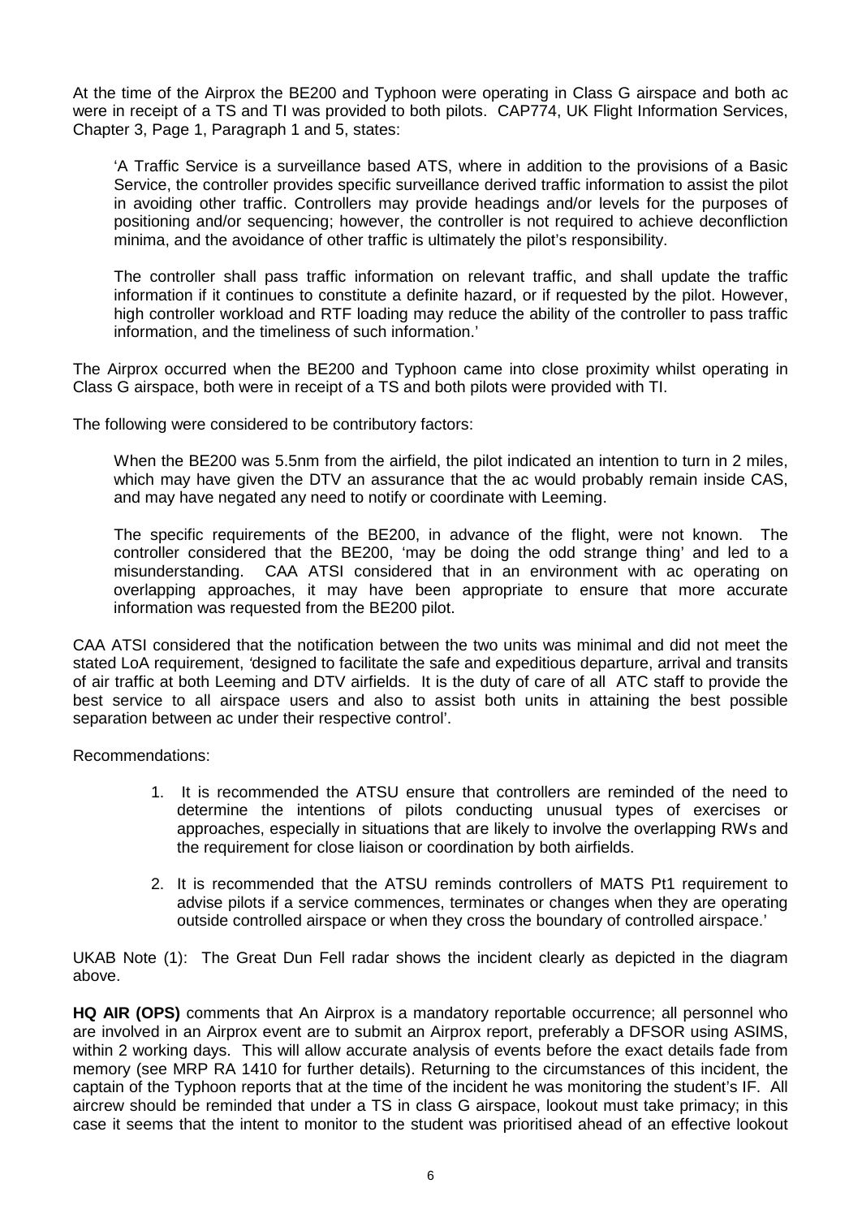At the time of the Airprox the BE200 and Typhoon were operating in Class G airspace and both ac were in receipt of a TS and TI was provided to both pilots. CAP774, UK Flight Information Services, Chapter 3, Page 1, Paragraph 1 and 5, states:

> 'A Traffic Service is a surveillance based ATS, where in addition to the provisions of a Basic Service, the controller provides specific surveillance derived traffic information to assist the pilot in avoiding other traffic. Controllers may provide headings and/or levels for the purposes of positioning and/or sequencing; however, the controller is not required to achieve deconfliction minima, and the avoidance of other traffic is ultimately the pilot's responsibility.
>
> The controller shall pass traffic information on relevant traffic, and shall update the traffic information if it continues to constitute a definite hazard, or if requested by the pilot. However, high controller workload and RTF loading may reduce the ability of the controller to pass traffic information, and the timeliness of such information.'

The Airprox occurred when the BE200 and Typhoon came into close proximity whilst operating in Class G airspace, both were in receipt of a TS and both pilots were provided with TI.

The following were considered to be contributory factors:

> When the BE200 was 5.5nm from the airfield, the pilot indicated an intention to turn in 2 miles, which may have given the DTV an assurance that the ac would probably remain inside CAS, and may have negated any need to notify or coordinate with Leeming.
>
> The specific requirements of the BE200, in advance of the flight, were not known. The controller considered that the BE200, 'may be doing the odd strange thing' and led to a misunderstanding. CAA ATSI considered that in an environment with ac operating on overlapping approaches, it may have been appropriate to ensure that more accurate information was requested from the BE200 pilot.

CAA ATSI considered that the notification between the two units was minimal and did not meet the stated LoA requirement, 'designed to facilitate the safe and expeditious departure, arrival and transits of air traffic at both Leeming and DTV airfields. It is the duty of care of all ATC staff to provide the best service to all airspace users and also to assist both units in attaining the best possible separation between ac under their respective control'.

Recommendations:

1. It is recommended the ATSU ensure that controllers are reminded of the need to determine the intentions of pilots conducting unusual types of exercises or approaches, especially in situations that are likely to involve the overlapping RWs and the requirement for close liaison or coordination by both airfields.
2. It is recommended that the ATSU reminds controllers of MATS Pt1 requirement to advise pilots if a service commences, terminates or changes when they are operating outside controlled airspace or when they cross the boundary of controlled airspace.'

UKAB Note (1): The Great Dun Fell radar shows the incident clearly as depicted in the diagram above.

**HQ AIR (OPS)** comments that An Airprox is a mandatory reportable occurrence; all personnel who are involved in an Airprox event are to submit an Airprox report, preferably a DFSOR using ASIMS, within 2 working days. This will allow accurate analysis of events before the exact details fade from memory (see MRP RA 1410 for further details). Returning to the circumstances of this incident, the captain of the Typhoon reports that at the time of the incident he was monitoring the student's IF. All aircrew should be reminded that under a TS in class G airspace, lookout must take primacy; in this case it seems that the intent to monitor to the student was prioritised ahead of an effective lookout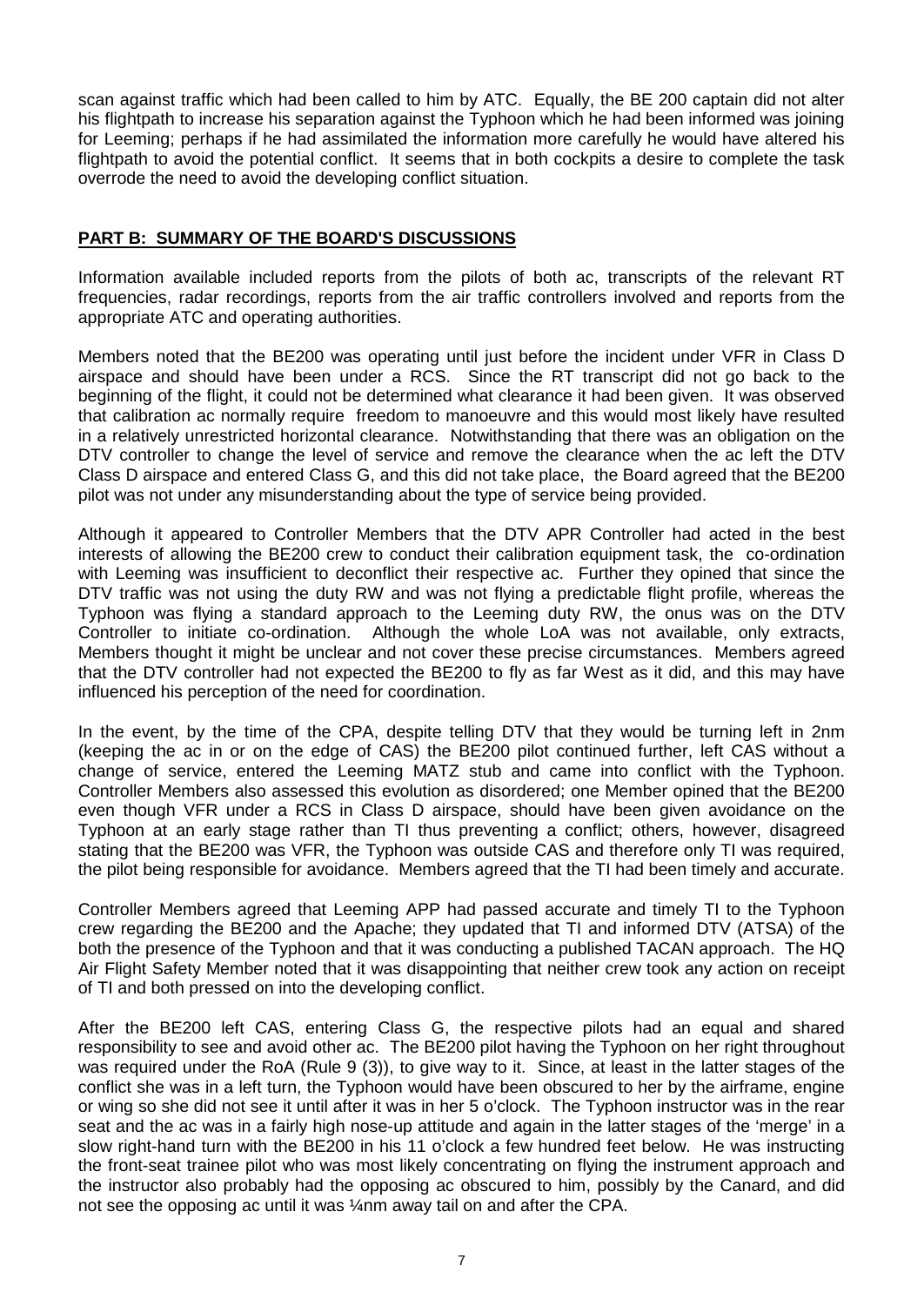scan against traffic which had been called to him by ATC. Equally, the BE 200 captain did not alter his flightpath to increase his separation against the Typhoon which he had been informed was joining for Leeming; perhaps if he had assimilated the information more carefully he would have altered his flightpath to avoid the potential conflict. It seems that in both cockpits a desire to complete the task overrode the need to avoid the developing conflict situation.

## **PART B: SUMMARY OF THE BOARD'S DISCUSSIONS**

Information available included reports from the pilots of both ac, transcripts of the relevant RT frequencies, radar recordings, reports from the air traffic controllers involved and reports from the appropriate ATC and operating authorities.

Members noted that the BE200 was operating until just before the incident under VFR in Class D airspace and should have been under a RCS. Since the RT transcript did not go back to the beginning of the flight, it could not be determined what clearance it had been given. It was observed that calibration ac normally require freedom to manoeuvre and this would most likely have resulted in a relatively unrestricted horizontal clearance. Notwithstanding that there was an obligation on the DTV controller to change the level of service and remove the clearance when the ac left the DTV Class D airspace and entered Class G, and this did not take place, the Board agreed that the BE200 pilot was not under any misunderstanding about the type of service being provided.

Although it appeared to Controller Members that the DTV APR Controller had acted in the best interests of allowing the BE200 crew to conduct their calibration equipment task, the co-ordination with Leeming was insufficient to deconflict their respective ac. Further they opined that since the DTV traffic was not using the duty RW and was not flying a predictable flight profile, whereas the Typhoon was flying a standard approach to the Leeming duty RW, the onus was on the DTV Controller to initiate co-ordination. Although the whole LoA was not available, only extracts, Members thought it might be unclear and not cover these precise circumstances. Members agreed that the DTV controller had not expected the BE200 to fly as far West as it did, and this may have influenced his perception of the need for coordination.

In the event, by the time of the CPA, despite telling DTV that they would be turning left in 2nm (keeping the ac in or on the edge of CAS) the BE200 pilot continued further, left CAS without a change of service, entered the Leeming MATZ stub and came into conflict with the Typhoon. Controller Members also assessed this evolution as disordered; one Member opined that the BE200 even though VFR under a RCS in Class D airspace, should have been given avoidance on the Typhoon at an early stage rather than TI thus preventing a conflict; others, however, disagreed stating that the BE200 was VFR, the Typhoon was outside CAS and therefore only TI was required, the pilot being responsible for avoidance. Members agreed that the TI had been timely and accurate.

Controller Members agreed that Leeming APP had passed accurate and timely TI to the Typhoon crew regarding the BE200 and the Apache; they updated that TI and informed DTV (ATSA) of the both the presence of the Typhoon and that it was conducting a published TACAN approach. The HQ Air Flight Safety Member noted that it was disappointing that neither crew took any action on receipt of TI and both pressed on into the developing conflict.

After the BE200 left CAS, entering Class G, the respective pilots had an equal and shared responsibility to see and avoid other ac. The BE200 pilot having the Typhoon on her right throughout was required under the RoA (Rule 9 (3)), to give way to it. Since, at least in the latter stages of the conflict she was in a left turn, the Typhoon would have been obscured to her by the airframe, engine or wing so she did not see it until after it was in her 5 o'clock. The Typhoon instructor was in the rear seat and the ac was in a fairly high nose-up attitude and again in the latter stages of the 'merge' in a slow right-hand turn with the BE200 in his 11 o'clock a few hundred feet below. He was instructing the front-seat trainee pilot who was most likely concentrating on flying the instrument approach and the instructor also probably had the opposing ac obscured to him, possibly by the Canard, and did not see the opposing ac until it was ¼nm away tail on and after the CPA.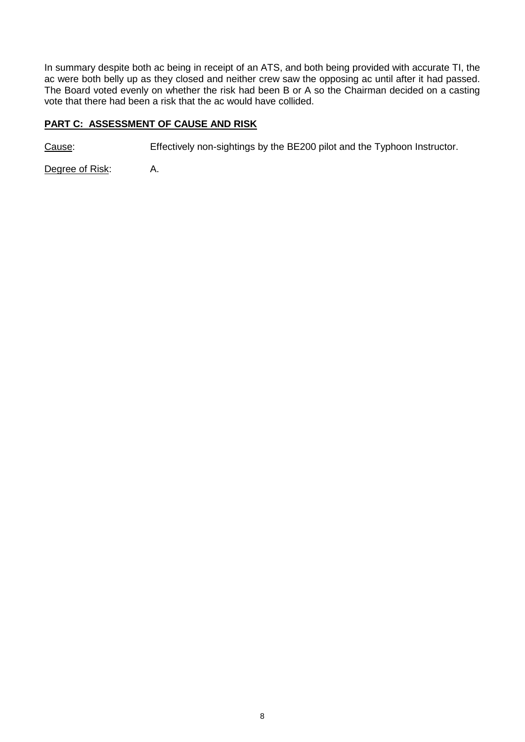In summary despite both ac being in receipt of an ATS, and both being provided with accurate TI, the ac were both belly up as they closed and neither crew saw the opposing ac until after it had passed. The Board voted evenly on whether the risk had been B or A so the Chairman decided on a casting vote that there had been a risk that the ac would have collided.

## PART C: ASSESSMENT OF CAUSE AND RISK

Cause: Effectively non-sightings by the BE200 pilot and the Typhoon Instructor.

Degree of Risk: A.